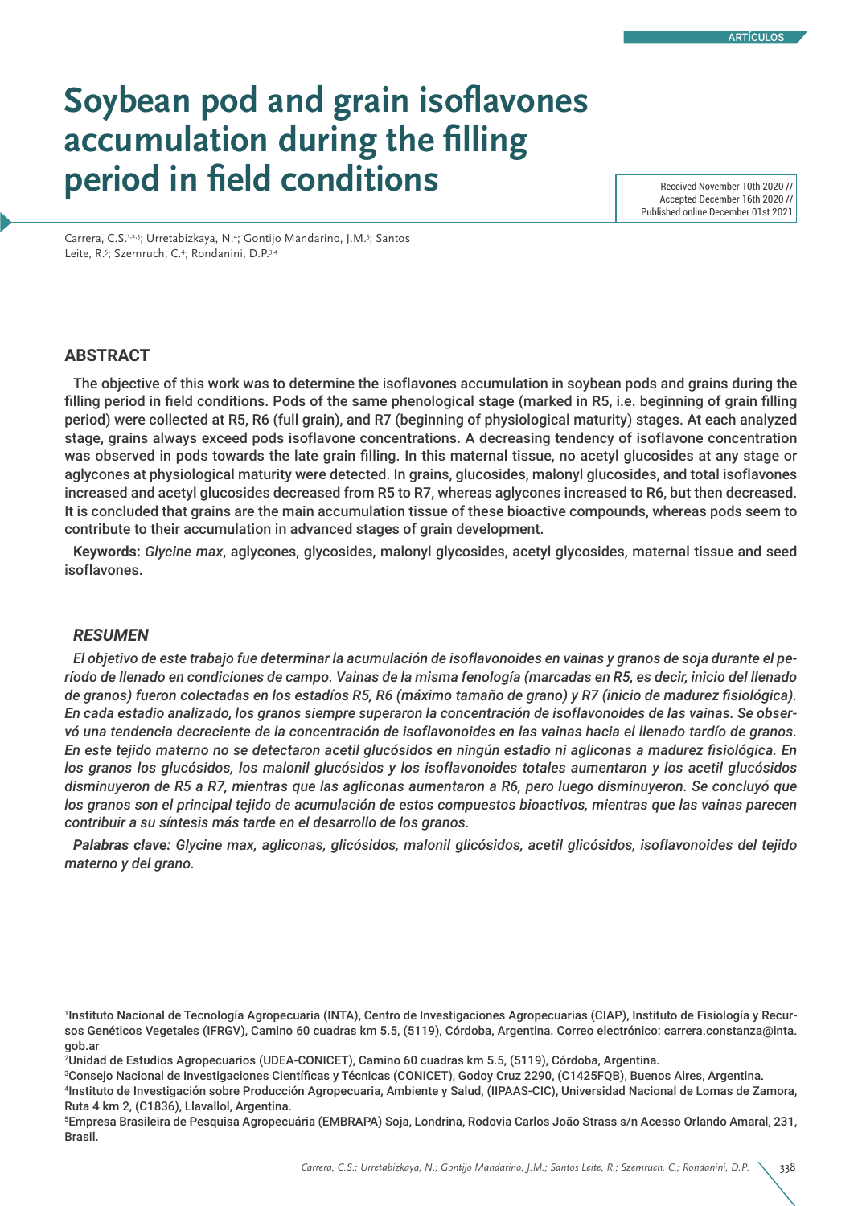ARTÍCULOS

# Soybean pod and grain isoflavones accumulation during the filling period in field conditions

Received November 10th 2020 // Accepted December 16th 2020 // Published online December 01st 2021

Carrera, C.S.[1,2,3]; Urretabizkaya, N.[4]; Gontijo Mandarino, J.M.[5]; Santos Leite, R.[5]; Szemruch, C.[4]; Rondanini, D.P.[3,4]

## ABSTRACT

The objective of this work was to determine the isoflavones accumulation in soybean pods and grains during the filling period in field conditions. Pods of the same phenological stage (marked in R5, i.e. beginning of grain filling period) were collected at R5, R6 (full grain), and R7 (beginning of physiological maturity) stages. At each analyzed stage, grains always exceed pods isoflavone concentrations. A decreasing tendency of isoflavone concentration was observed in pods towards the late grain filling. In this maternal tissue, no acetyl glucosides at any stage or aglycones at physiological maturity were detected. In grains, glucosides, malonyl glucosides, and total isoflavones increased and acetyl glucosides decreased from R5 to R7, whereas aglycones increased to R6, but then decreased. It is concluded that grains are the main accumulation tissue of these bioactive compounds, whereas pods seem to contribute to their accumulation in advanced stages of grain development.

**Keywords:** *Glycine max*, aglycones, glycosides, malonyl glycosides, acetyl glycosides, maternal tissue and seed isoflavones.

## *RESUMEN*

*El objetivo de este trabajo fue determinar la acumulación de isoflavonoides en vainas y granos de soja durante el período de llenado en condiciones de campo. Vainas de la misma fenología (marcadas en R5, es decir, inicio del llenado de granos) fueron colectadas en los estadíos R5, R6 (máximo tamaño de grano) y R7 (inicio de madurez fisiológica). En cada estadio analizado, los granos siempre superaron la concentración de isoflavonoides de las vainas. Se observó una tendencia decreciente de la concentración de isoflavonoides en las vainas hacia el llenado tardío de granos. En este tejido materno no se detectaron acetil glucósidos en ningún estadio ni agliconas a madurez fisiológica. En los granos los glucósidos, los malonil glucósidos y los isoflavonoides totales aumentaron y los acetil glucósidos disminuyeron de R5 a R7, mientras que las agliconas aumentaron a R6, pero luego disminuyeron. Se concluyó que los granos son el principal tejido de acumulación de estos compuestos bioactivos, mientras que las vainas parecen contribuir a su síntesis más tarde en el desarrollo de los granos.*

***Palabras clave:*** *Glycine max, agliconas, glicósidos, malonil glicósidos, acetil glicósidos, isoflavonoides del tejido materno y del grano.*

---

[1]Instituto Nacional de Tecnología Agropecuaria (INTA), Centro de Investigaciones Agropecuarias (CIAP), Instituto de Fisiología y Recursos Genéticos Vegetales (IFRGV), Camino 60 cuadras km 5.5, (5119), Córdoba, Argentina. Correo electrónico: carrera.constanza@inta.gob.ar

[2]Unidad de Estudios Agropecuarios (UDEA-CONICET), Camino 60 cuadras km 5.5, (5119), Córdoba, Argentina.

[3]Consejo Nacional de Investigaciones Científicas y Técnicas (CONICET), Godoy Cruz 2290, (C1425FQB), Buenos Aires, Argentina.

[4]Instituto de Investigación sobre Producción Agropecuaria, Ambiente y Salud, (IIPAAS-CIC), Universidad Nacional de Lomas de Zamora, Ruta 4 km 2, (C1836), Llavallol, Argentina.

[5]Empresa Brasileira de Pesquisa Agropecuária (EMBRAPA) Soja, Londrina, Rodovia Carlos João Strass s/n Acesso Orlando Amaral, 231, Brasil.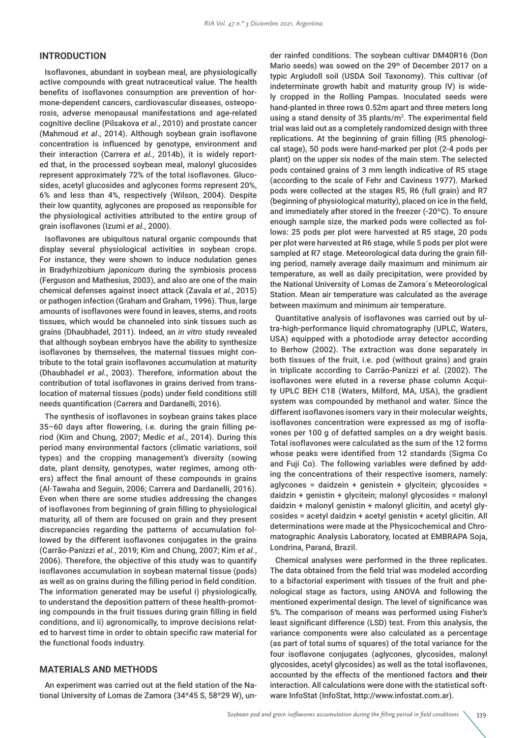## INTRODUCTION

Isoflavones, abundant in soybean meal, are physiologically active compounds with great nutraceutical value. The health benefits of isoflavones consumption are prevention of hormone-dependent cancers, cardiovascular diseases, osteoporosis, adverse menopausal manifestations and age-related cognitive decline (Pilsakova *et al.*, 2010) and prostate cancer (Mahmoud *et al*., 2014). Although soybean grain isoflavone concentration is influenced by genotype, environment and their interaction (Carrera *et al.*, 2014b), it is widely reported that, in the processed soybean meal, malonyl glucosides represent approximately 72% of the total isoflavones. Glucosides, acetyl glucosides and aglycones forms represent 20%, 6% and less than 4%, respectively (Wilson, 2004). Despite their low quantity, aglycones are proposed as responsible for the physiological activities attributed to the entire group of grain isoflavones (Izumi *et al.*, 2000).

Isoflavones are ubiquitous natural organic compounds that display several physiological activities in soybean crops. For instance, they were shown to induce nodulation genes in Bradyrhizobium *japonicum* during the symbiosis process (Ferguson and Mathesius, 2003), and also are one of the main chemical defenses against insect attack (Zavala *et al.*, 2015) or pathogen infection (Graham and Graham, 1996). Thus, large amounts of isoflavones were found in leaves, stems, and roots tissues, which would be channeled into sink tissues such as grains (Dhaubhadel, 2011). Indeed, an *in vitro* study revealed that although soybean embryos have the ability to synthesize isoflavones by themselves, the maternal tissues might contribute to the total grain isoflavones accumulation at maturity (Dhaubhadel *et al.*, 2003). Therefore, information about the contribution of total isoflavones in grains derived from translocation of maternal tissues (pods) under field conditions still needs quantification (Carrera and Dardanelli, 2016).

The synthesis of isoflavones in soybean grains takes place 35–60 days after flowering, i.e. during the grain filling period (Kim and Chung, 2007; Medic *et al.*, 2014). During this period many environmental factors (climatic variations, soil types) and the cropping management's diversity (sowing date, plant density, genotypes, water regimes, among others) affect the final amount of these compounds in grains (Al-Tawaha and Seguin, 2006; Carrera and Dardanelli, 2016). Even when there are some studies addressing the changes of isoflavones from beginning of grain filling to physiological maturity, all of them are focused on grain and they present discrepancies regarding the patterns of accumulation followed by the different isoflavones conjugates in the grains (Carrão-Panizzi *et al.*, 2019; Kim and Chung, 2007; Kim *et al.*, 2006). Therefore, the objective of this study was to quantify isoflavones accumulation in soybean maternal tissue (pods) as well as on grains during the filling period in field condition. The information generated may be useful i) physiologically, to understand the deposition pattern of these health-promoting compounds in the fruit tissues during grain filling in field conditions, and ii) agronomically, to improve decisions related to harvest time in order to obtain specific raw material for the functional foods industry.

## MATERIALS AND METHODS

An experiment was carried out at the field station of the National University of Lomas de Zamora (34°45 S, 58°29 W), under rainfed conditions. The soybean cultivar DM40R16 (Don Mario seeds) was sowed on the 29th of December 2017 on a typic Argiudoll soil (USDA Soil Taxonomy). This cultivar (of indeterminate growth habit and maturity group IV) is widely cropped in the Rolling Pampas. Inoculated seeds were hand-planted in three rows 0.52m apart and three meters long using a stand density of 35 plants/m$^2$. The experimental field trial was laid out as a completely randomized design with three replications. At the beginning of grain filling (R5 phenological stage), 50 pods were hand-marked per plot (2-4 pods per plant) on the upper six nodes of the main stem. The selected pods contained grains of 3 mm length indicative of R5 stage (according to the scale of Fehr and Caviness 1977). Marked pods were collected at the stages R5, R6 (full grain) and R7 (beginning of physiological maturity), placed on ice in the field, and immediately after stored in the freezer (-20°C). To ensure enough sample size, the marked pods were collected as follows: 25 pods per plot were harvested at R5 stage, 20 pods per plot were harvested at R6 stage, while 5 pods per plot were sampled at R7 stage. Meteorological data during the grain filling period, namely average daily maximum and minimum air temperature, as well as daily precipitation, were provided by the National University of Lomas de Zamora´s Meteorological Station. Mean air temperature was calculated as the average between maximum and minimum air temperature.

Quantitative analysis of isoflavones was carried out by ultra-high-performance liquid chromatography (UPLC, Waters, USA) equipped with a photodiode array detector according to Berhow (2002). The extraction was done separately in both tissues of the fruit, i.e. pod (without grains) and grain in triplicate according to Carrão-Panizzi *et al.* (2002). The isoflavones were eluted in a reverse phase column Acquity UPLC BEH C18 (Waters, Milford, MA, USA), the gradient system was compounded by methanol and water. Since the different isoflavones isomers vary in their molecular weights, isoflavones concentration were expressed as mg of isoflavones per 100 g of defatted samples on a dry weight basis. Total isoflavones were calculated as the sum of the 12 forms whose peaks were identified from 12 standards (Sigma Co and Fuji Co). The following variables were defined by adding the concentrations of their respective isomers, namely: aglycones = daidzein + genistein + glycitein; glycosides = daidzin + genistin + glycitein; malonyl glycosides = malonyl daidzin + malonyl genistin + malonyl glicitin, and acetyl glycosides = acetyl daidzin + acetyl genistin + acetyl glicitin. All determinations were made at the Physicochemical and Chromatographic Analysis Laboratory, located at EMBRAPA Soja, Londrina, Paraná, Brazil.

Chemical analyses were performed in the three replicates. The data obtained from the field trial was modeled according to a bifactorial experiment with tissues of the fruit and phenological stage as factors, using ANOVA and following the mentioned experimental design. The level of significance was 5%. The comparison of means was performed using Fisher's least significant difference (LSD) test. From this analysis, the variance components were also calculated as a percentage (as part of total sums of squares) of the total variance for the four isoflavone conjugates (aglycones, glycosides, malonyl glycosides, acetyl glycosides) as well as the total isoflavones, accounted by the effects of the mentioned factors and their interaction. All calculations were done with the statistical software InfoStat (InfoStat, http://www.infostat.com.ar).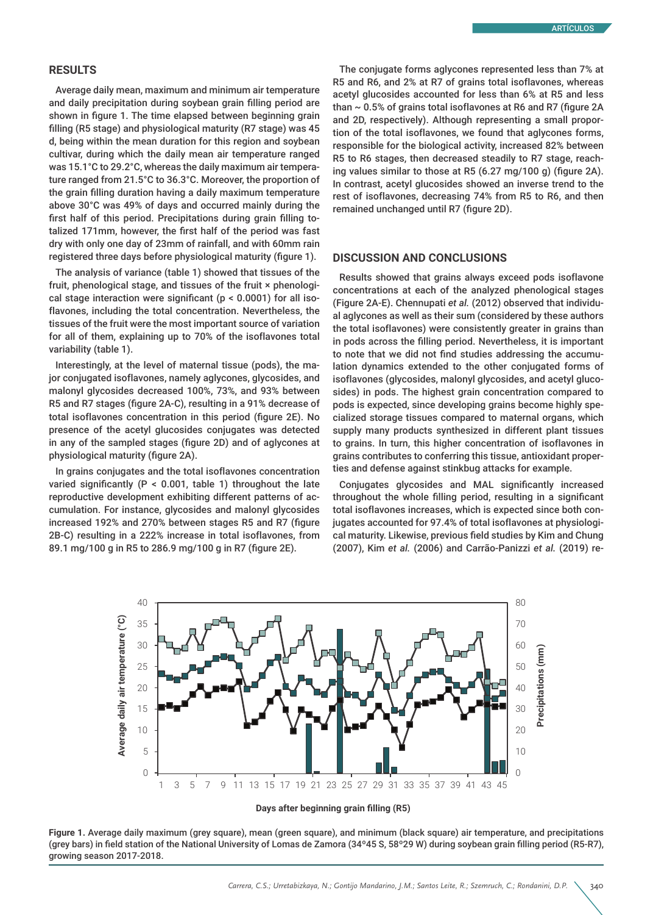## RESULTS

Average daily mean, maximum and minimum air temperature and daily precipitation during soybean grain filling period are shown in figure 1. The time elapsed between beginning grain filling (R5 stage) and physiological maturity (R7 stage) was 45 d, being within the mean duration for this region and soybean cultivar, during which the daily mean air temperature ranged was 15.1°C to 29.2°C, whereas the daily maximum air temperature ranged from 21.5°C to 36.3°C. Moreover, the proportion of the grain filling duration having a daily maximum temperature above 30°C was 49% of days and occurred mainly during the first half of this period. Precipitations during grain filling totalized 171mm, however, the first half of the period was fast dry with only one day of 23mm of rainfall, and with 60mm rain registered three days before physiological maturity (figure 1).

The analysis of variance (table 1) showed that tissues of the fruit, phenological stage, and tissues of the fruit × phenological stage interaction were significant ($p < 0.0001$) for all isoflavones, including the total concentration. Nevertheless, the tissues of the fruit were the most important source of variation for all of them, explaining up to 70% of the isoflavones total variability (table 1).

Interestingly, at the level of maternal tissue (pods), the major conjugated isoflavones, namely aglycones, glycosides, and malonyl glycosides decreased 100%, 73%, and 93% between R5 and R7 stages (figure 2A-C), resulting in a 91% decrease of total isoflavones concentration in this period (figure 2E). No presence of the acetyl glucosides conjugates was detected in any of the sampled stages (figure 2D) and of aglycones at physiological maturity (figure 2A).

In grains conjugates and the total isoflavones concentration varied significantly ($P < 0.001$, table 1) throughout the late reproductive development exhibiting different patterns of accumulation. For instance, glycosides and malonyl glycosides increased 192% and 270% between stages R5 and R7 (figure 2B-C) resulting in a 222% increase in total isoflavones, from 89.1 mg/100 g in R5 to 286.9 mg/100 g in R7 (figure 2E).

The conjugate forms aglycones represented less than 7% at R5 and R6, and 2% at R7 of grains total isoflavones, whereas acetyl glucosides accounted for less than 6% at R5 and less than ~ 0.5% of grains total isoflavones at R6 and R7 (figure 2A and 2D, respectively). Although representing a small proportion of the total isoflavones, we found that aglycones forms, responsible for the biological activity, increased 82% between R5 to R6 stages, then decreased steadily to R7 stage, reaching values similar to those at R5 (6.27 mg/100 g) (figure 2A). In contrast, acetyl glucosides showed an inverse trend to the rest of isoflavones, decreasing 74% from R5 to R6, and then remained unchanged until R7 (figure 2D).

## DISCUSSION AND CONCLUSIONS

Results showed that grains always exceed pods isoflavone concentrations at each of the analyzed phenological stages (Figure 2A-E). Chennupati *et al.* (2012) observed that individual aglycones as well as their sum (considered by these authors the total isoflavones) were consistently greater in grains than in pods across the filling period. Nevertheless, it is important to note that we did not find studies addressing the accumulation dynamics extended to the other conjugated forms of isoflavones (glycosides, malonyl glycosides, and acetyl glucosides) in pods. The highest grain concentration compared to pods is expected, since developing grains become highly specialized storage tissues compared to maternal organs, which supply many products synthesized in different plant tissues to grains. In turn, this higher concentration of isoflavones in grains contributes to conferring this tissue, antioxidant properties and defense against stinkbug attacks for example.

Conjugates glycosides and MAL significantly increased throughout the whole filling period, resulting in a significant total isoflavones increases, which is expected since both conjugates accounted for 97.4% of total isoflavones at physiological maturity. Likewise, previous field studies by Kim and Chung (2007), Kim *et al.* (2006) and Carrão-Panizzi *et al.* (2019) re-

**Figure 1.** Average daily maximum (grey square), mean (green square), and minimum (black square) air temperature, and precipitations (grey bars) in field station of the National University of Lomas de Zamora (34º45 S, 58º29 W) during soybean grain filling period (R5-R7), growing season 2017-2018.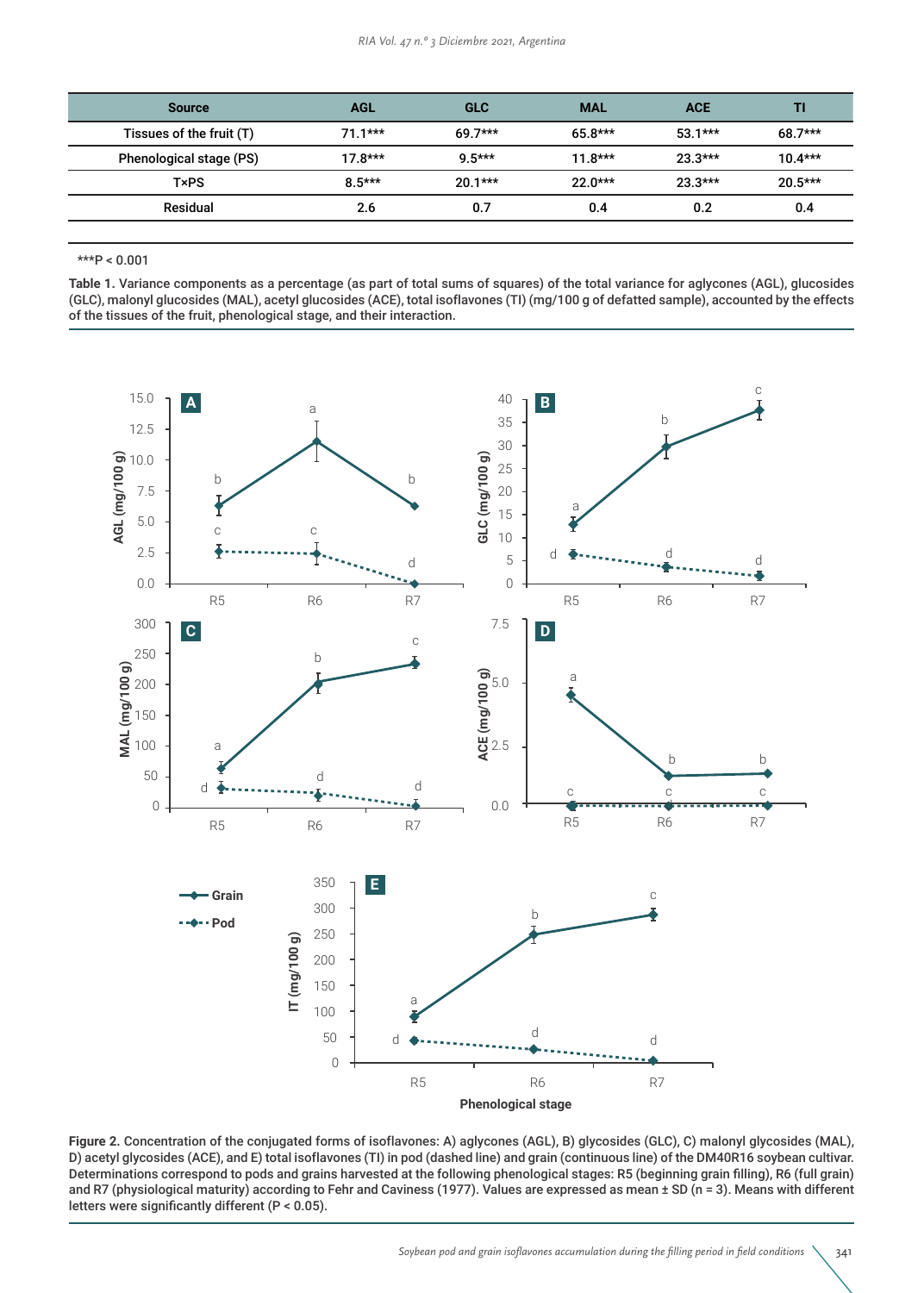| Source | AGL | GLC | MAL | ACE | TI |
|---|---|---|---|---|---|
| Tissues of the fruit (T) | 71.1*** | 69.7*** | 65.8*** | 53.1*** | 68.7*** |
| Phenological stage (PS) | 17.8*** | 9.5*** | 11.8*** | 23.3*** | 10.4*** |
| T×PS | 8.5*** | 20.1*** | 22.0*** | 23.3*** | 20.5*** |
| Residual | 2.6 | 0.7 | 0.4 | 0.2 | 0.4 |

***P < 0.001

**Table 1.** Variance components as a percentage (as part of total sums of squares) of the total variance for aglycones (AGL), glucosides (GLC), malonyl glucosides (MAL), acetyl glucosides (ACE), total isoflavones (TI) (mg/100 g of defatted sample), accounted by the effects of the tissues of the fruit, phenological stage, and their interaction.

**Figure 2.** Concentration of the conjugated forms of isoflavones: A) aglycones (AGL), B) glycosides (GLC), C) malonyl glycosides (MAL), D) acetyl glycosides (ACE), and E) total isoflavones (TI) in pod (dashed line) and grain (continuous line) of the DM40R16 soybean cultivar. Determinations correspond to pods and grains harvested at the following phenological stages: R5 (beginning grain filling), R6 (full grain) and R7 (physiological maturity) according to Fehr and Caviness (1977). Values are expressed as mean ± SD (n = 3). Means with different letters were significantly different (P < 0.05).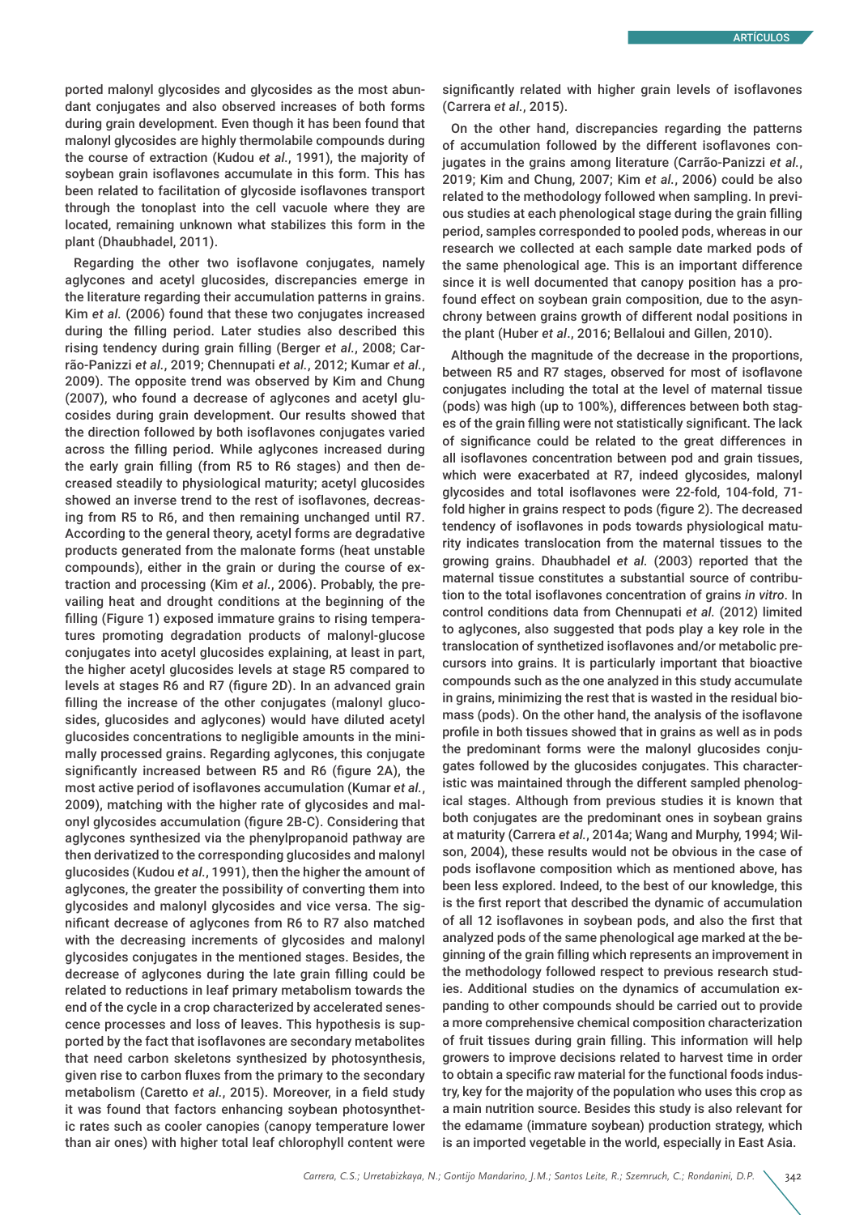ported malonyl glycosides and glycosides as the most abundant conjugates and also observed increases of both forms during grain development. Even though it has been found that malonyl glycosides are highly thermolabile compounds during the course of extraction (Kudou *et al.*, 1991), the majority of soybean grain isoflavones accumulate in this form. This has been related to facilitation of glycoside isoflavones transport through the tonoplast into the cell vacuole where they are located, remaining unknown what stabilizes this form in the plant (Dhaubhadel, 2011).

Regarding the other two isoflavone conjugates, namely aglycones and acetyl glucosides, discrepancies emerge in the literature regarding their accumulation patterns in grains. Kim *et al.* (2006) found that these two conjugates increased during the filling period. Later studies also described this rising tendency during grain filling (Berger *et al.*, 2008; Carrão-Panizzi *et al.*, 2019; Chennupati *et al.*, 2012; Kumar *et al.*, 2009). The opposite trend was observed by Kim and Chung (2007), who found a decrease of aglycones and acetyl glucosides during grain development. Our results showed that the direction followed by both isoflavones conjugates varied across the filling period. While aglycones increased during the early grain filling (from R5 to R6 stages) and then decreased steadily to physiological maturity; acetyl glucosides showed an inverse trend to the rest of isoflavones, decreasing from R5 to R6, and then remaining unchanged until R7. According to the general theory, acetyl forms are degradative products generated from the malonate forms (heat unstable compounds), either in the grain or during the course of extraction and processing (Kim *et al.*, 2006). Probably, the prevailing heat and drought conditions at the beginning of the filling (Figure 1) exposed immature grains to rising temperatures promoting degradation products of malonyl-glucose conjugates into acetyl glucosides explaining, at least in part, the higher acetyl glucosides levels at stage R5 compared to levels at stages R6 and R7 (figure 2D). In an advanced grain filling the increase of the other conjugates (malonyl glucosides, glucosides and aglycones) would have diluted acetyl glucosides concentrations to negligible amounts in the minimally processed grains. Regarding aglycones, this conjugate significantly increased between R5 and R6 (figure 2A), the most active period of isoflavones accumulation (Kumar *et al.*, 2009), matching with the higher rate of glycosides and malonyl glycosides accumulation (figure 2B-C). Considering that aglycones synthesized via the phenylpropanoid pathway are then derivatized to the corresponding glucosides and malonyl glucosides (Kudou *et al.*, 1991), then the higher the amount of aglycones, the greater the possibility of converting them into glycosides and malonyl glycosides and vice versa. The significant decrease of aglycones from R6 to R7 also matched with the decreasing increments of glycosides and malonyl glycosides conjugates in the mentioned stages. Besides, the decrease of aglycones during the late grain filling could be related to reductions in leaf primary metabolism towards the end of the cycle in a crop characterized by accelerated senescence processes and loss of leaves. This hypothesis is supported by the fact that isoflavones are secondary metabolites that need carbon skeletons synthesized by photosynthesis, given rise to carbon fluxes from the primary to the secondary metabolism (Caretto *et al.*, 2015). Moreover, in a field study it was found that factors enhancing soybean photosynthetic rates such as cooler canopies (canopy temperature lower than air ones) with higher total leaf chlorophyll content were significantly related with higher grain levels of isoflavones (Carrera *et al.*, 2015).

On the other hand, discrepancies regarding the patterns of accumulation followed by the different isoflavones conjugates including the grains among literature (Carrão-Panizzi *et al.*, 2019; Kim and Chung, 2007; Kim *et al.*, 2006) could be also related to the methodology followed when sampling. In previous studies at each phenological stage during the grain filling period, samples corresponded to pooled pods, whereas in our research we collected at each sample date marked pods of the same phenological age. This is an important difference since it is well documented that canopy position has a profound effect on soybean grain composition, due to the asynchrony between grains growth of different nodal positions in the plant (Huber *et al.*, 2016; Bellaloui and Gillen, 2010).

Although the magnitude of the decrease in the proportions, between R5 and R7 stages, observed for most of isoflavone conjugates including the total at the level of maternal tissue (pods) was high (up to 100%), differences between both stages of the grain filling were not statistically significant. The lack of significance could be related to the great differences in all isoflavones concentration between pod and grain tissues, which were exacerbated at R7, indeed glycosides, malonyl glycosides and total isoflavones were 22-fold, 104-fold, 71-fold higher in grains respect to pods (figure 2). The decreased tendency of isoflavones in pods towards physiological maturity indicates translocation from the maternal tissues to the growing grains. Dhaubhadel *et al.* (2003) reported that the maternal tissue constitutes a substantial source of contribution to the total isoflavones concentration of grains *in vitro*. In control conditions data from Chennupati *et al.* (2012) limited to aglycones, also suggested that pods play a key role in the translocation of synthetized isoflavones and/or metabolic precursors into grains. It is particularly important that bioactive compounds such as the one analyzed in this study accumulate in grains, minimizing the rest that is wasted in the residual biomass (pods). On the other hand, the analysis of the isoflavone profile in both tissues showed that in grains as well as in pods the predominant forms were the malonyl glucosides conjugates followed by the glucosides conjugates. This characteristic was maintained through the different sampled phenological stages. Although from previous studies it is known that both conjugates are the predominant ones in soybean grains at maturity (Carrera *et al.*, 2014a; Wang and Murphy, 1994; Wilson, 2004), these results would not be obvious in the case of pods isoflavone composition which as mentioned above, has been less explored. Indeed, to the best of our knowledge, this is the first report that described the dynamic of accumulation of all 12 isoflavones in soybean pods, and also the first that analyzed pods of the same phenological age marked at the beginning of the grain filling which represents an improvement in the methodology followed respect to previous research studies. Additional studies on the dynamics of accumulation expanding to other compounds should be carried out to provide a more comprehensive chemical composition characterization of fruit tissues during grain filling. This information will help growers to improve decisions related to harvest time in order to obtain a specific raw material for the functional foods industry, key for the majority of the population who uses this crop as a main nutrition source. Besides this study is also relevant for the edamame (immature soybean) production strategy, which is an imported vegetable in the world, especially in East Asia.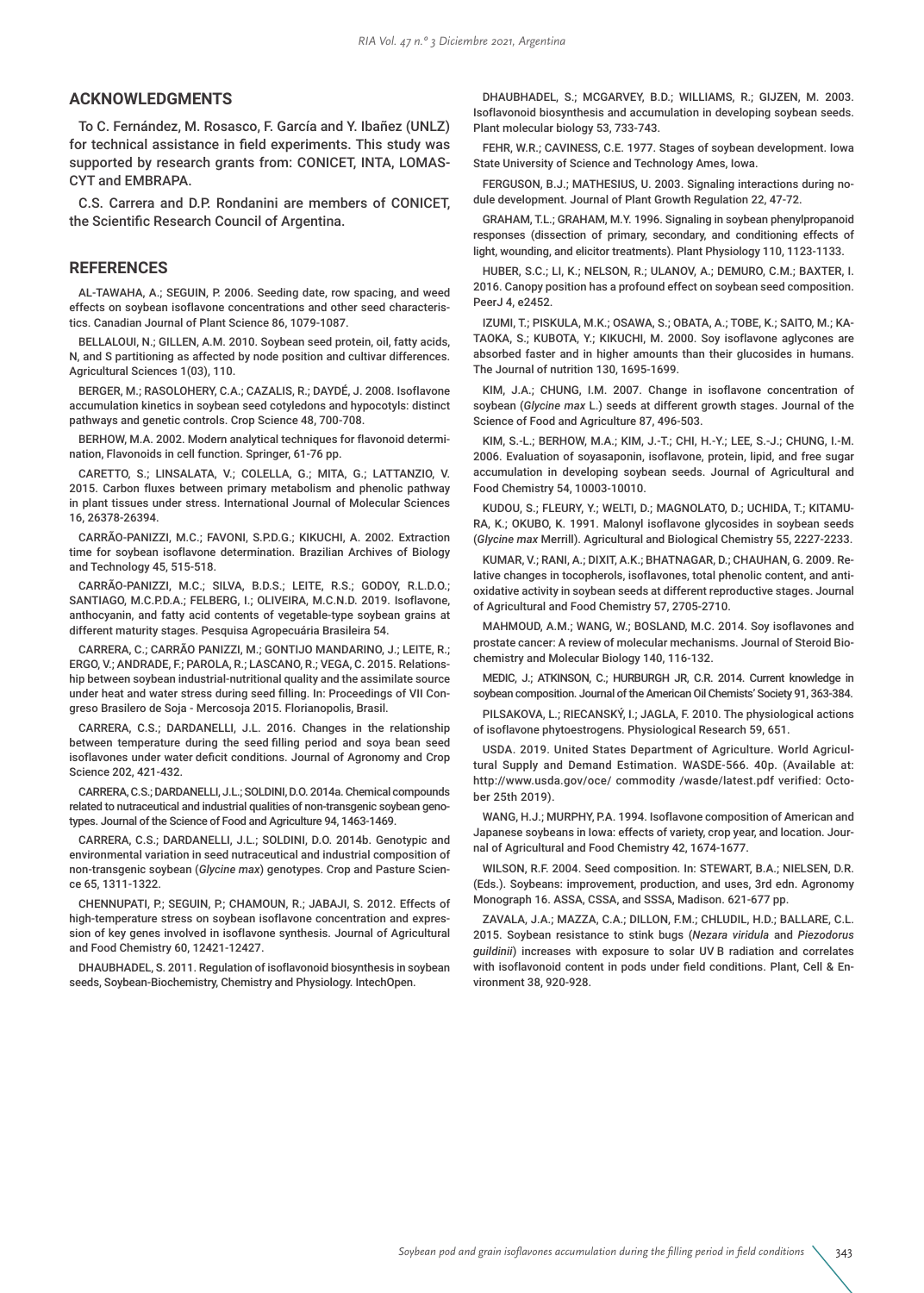## ACKNOWLEDGMENTS

To C. Fernández, M. Rosasco, F. García and Y. Ibañez (UNLZ) for technical assistance in field experiments. This study was supported by research grants from: CONICET, INTA, LOMASCYT and EMBRAPA.

C.S. Carrera and D.P. Rondanini are members of CONICET, the Scientific Research Council of Argentina.

## REFERENCES

AL-TAWAHA, A.; SEGUIN, P. 2006. Seeding date, row spacing, and weed effects on soybean isoflavone concentrations and other seed characteristics. Canadian Journal of Plant Science 86, 1079-1087.

BELLALOUI, N.; GILLEN, A.M. 2010. Soybean seed protein, oil, fatty acids, N, and S partitioning as affected by node position and cultivar differences. Agricultural Sciences 1(03), 110.

BERGER, M.; RASOLOHERY, C.A.; CAZALIS, R.; DAYDÉ, J. 2008. Isoflavone accumulation kinetics in soybean seed cotyledons and hypocotyls: distinct pathways and genetic controls. Crop Science 48, 700-708.

BERHOW, M.A. 2002. Modern analytical techniques for flavonoid determination, Flavonoids in cell function. Springer, 61-76 pp.

CARETTO, S.; LINSALATA, V.; COLELLA, G.; MITA, G.; LATTANZIO, V. 2015. Carbon fluxes between primary metabolism and phenolic pathway in plant tissues under stress. International Journal of Molecular Sciences 16, 26378-26394.

CARRÃO-PANIZZI, M.C.; FAVONI, S.P.D.G.; KIKUCHI, A. 2002. Extraction time for soybean isoflavone determination. Brazilian Archives of Biology and Technology 45, 515-518.

CARRÃO-PANIZZI, M.C.; SILVA, B.D.S.; LEITE, R.S.; GODOY, R.L.D.O.; SANTIAGO, M.C.P.D.A.; FELBERG, I.; OLIVEIRA, M.C.N.D. 2019. Isoflavone, anthocyanin, and fatty acid contents of vegetable-type soybean grains at different maturity stages. Pesquisa Agropecuária Brasileira 54.

CARRERA, C.; CARRÃO PANIZZI, M.; GONTIJO MANDARINO, J.; LEITE, R.; ERGO, V.; ANDRADE, F.; PAROLA, R.; LASCANO, R.; VEGA, C. 2015. Relationship between soybean industrial-nutritional quality and the assimilate source under heat and water stress during seed filling. In: Proceedings of VII Congreso Brasilero de Soja - Mercosoja 2015. Florianopolis, Brasil.

CARRERA, C.S.; DARDANELLI, J.L. 2016. Changes in the relationship between temperature during the seed filling period and soya bean seed isoflavones under water deficit conditions. Journal of Agronomy and Crop Science 202, 421-432.

CARRERA, C.S.; DARDANELLI, J.L.; SOLDINI, D.O. 2014a. Chemical compounds related to nutraceutical and industrial qualities of non-transgenic soybean genotypes. Journal of the Science of Food and Agriculture 94, 1463-1469.

CARRERA, C.S.; DARDANELLI, J.L.; SOLDINI, D.O. 2014b. Genotypic and environmental variation in seed nutraceutical and industrial composition of non-transgenic soybean (*Glycine max*) genotypes. Crop and Pasture Science 65, 1311-1322.

CHENNUPATI, P.; SEGUIN, P.; CHAMOUN, R.; JABAJI, S. 2012. Effects of high-temperature stress on soybean isoflavone concentration and expression of key genes involved in isoflavone synthesis. Journal of Agricultural and Food Chemistry 60, 12421-12427.

DHAUBHADEL, S. 2011. Regulation of isoflavonoid biosynthesis in soybean seeds, Soybean-Biochemistry, Chemistry and Physiology. IntechOpen.

DHAUBHADEL, S.; MCGARVEY, B.D.; WILLIAMS, R.; GIJZEN, M. 2003. Isoflavonoid biosynthesis and accumulation in developing soybean seeds. Plant molecular biology 53, 733-743.

FEHR, W.R.; CAVINESS, C.E. 1977. Stages of soybean development. Iowa State University of Science and Technology Ames, Iowa.

FERGUSON, B.J.; MATHESIUS, U. 2003. Signaling interactions during nodule development. Journal of Plant Growth Regulation 22, 47-72.

GRAHAM, T.L.; GRAHAM, M.Y. 1996. Signaling in soybean phenylpropanoid responses (dissection of primary, secondary, and conditioning effects of light, wounding, and elicitor treatments). Plant Physiology 110, 1123-1133.

HUBER, S.C.; LI, K.; NELSON, R.; ULANOV, A.; DEMURO, C.M.; BAXTER, I. 2016. Canopy position has a profound effect on soybean seed composition. PeerJ 4, e2452.

IZUMI, T.; PISKULA, M.K.; OSAWA, S.; OBATA, A.; TOBE, K.; SAITO, M.; KATAOKA, S.; KUBOTA, Y.; KIKUCHI, M. 2000. Soy isoflavone aglycones are absorbed faster and in higher amounts than their glucosides in humans. The Journal of nutrition 130, 1695-1699.

KIM, J.A.; CHUNG, I.M. 2007. Change in isoflavone concentration of soybean (*Glycine max* L.) seeds at different growth stages. Journal of the Science of Food and Agriculture 87, 496-503.

KIM, S.-L.; BERHOW, M.A.; KIM, J.-T.; CHI, H.-Y.; LEE, S.-J.; CHUNG, I.-M. 2006. Evaluation of soyasaponin, isoflavone, protein, lipid, and free sugar accumulation in developing soybean seeds. Journal of Agricultural and Food Chemistry 54, 10003-10010.

KUDOU, S.; FLEURY, Y.; WELTI, D.; MAGNOLATO, D.; UCHIDA, T.; KITAMURA, K.; OKUBO, K. 1991. Malonyl isoflavone glycosides in soybean seeds (*Glycine max* Merrill). Agricultural and Biological Chemistry 55, 2227-2233.

KUMAR, V.; RANI, A.; DIXIT, A.K.; BHATNAGAR, D.; CHAUHAN, G. 2009. Relative changes in tocopherols, isoflavones, total phenolic content, and antioxidative activity in soybean seeds at different reproductive stages. Journal of Agricultural and Food Chemistry 57, 2705-2710.

MAHMOUD, A.M.; WANG, W.; BOSLAND, M.C. 2014. Soy isoflavones and prostate cancer: A review of molecular mechanisms. Journal of Steroid Biochemistry and Molecular Biology 140, 116-132.

MEDIC, J.; ATKINSON, C.; HURBURGH JR, C.R. 2014. Current knowledge in soybean composition. Journal of the American Oil Chemists' Society 91, 363-384.

PILSAKOVA, L.; RIECANSKÝ, I.; JAGLA, F. 2010. The physiological actions of isoflavone phytoestrogens. Physiological Research 59, 651.

USDA. 2019. United States Department of Agriculture. World Agricultural Supply and Demand Estimation. WASDE-566. 40p. (Available at: http://www.usda.gov/oce/ commodity /wasde/latest.pdf verified: October 25th 2019).

WANG, H.J.; MURPHY, P.A. 1994. Isoflavone composition of American and Japanese soybeans in Iowa: effects of variety, crop year, and location. Journal of Agricultural and Food Chemistry 42, 1674-1677.

WILSON, R.F. 2004. Seed composition. In: STEWART, B.A.; NIELSEN, D.R. (Eds.). Soybeans: improvement, production, and uses, 3rd edn. Agronomy Monograph 16. ASSA, CSSA, and SSSA, Madison. 621-677 pp.

ZAVALA, J.A.; MAZZA, C.A.; DILLON, F.M.; CHLUDIL, H.D.; BALLARE, C.L. 2015. Soybean resistance to stink bugs (*Nezara viridula* and *Piezodorus guildinii*) increases with exposure to solar UV B radiation and correlates with isoflavonoid content in pods under field conditions. Plant, Cell & Environment 38, 920-928.